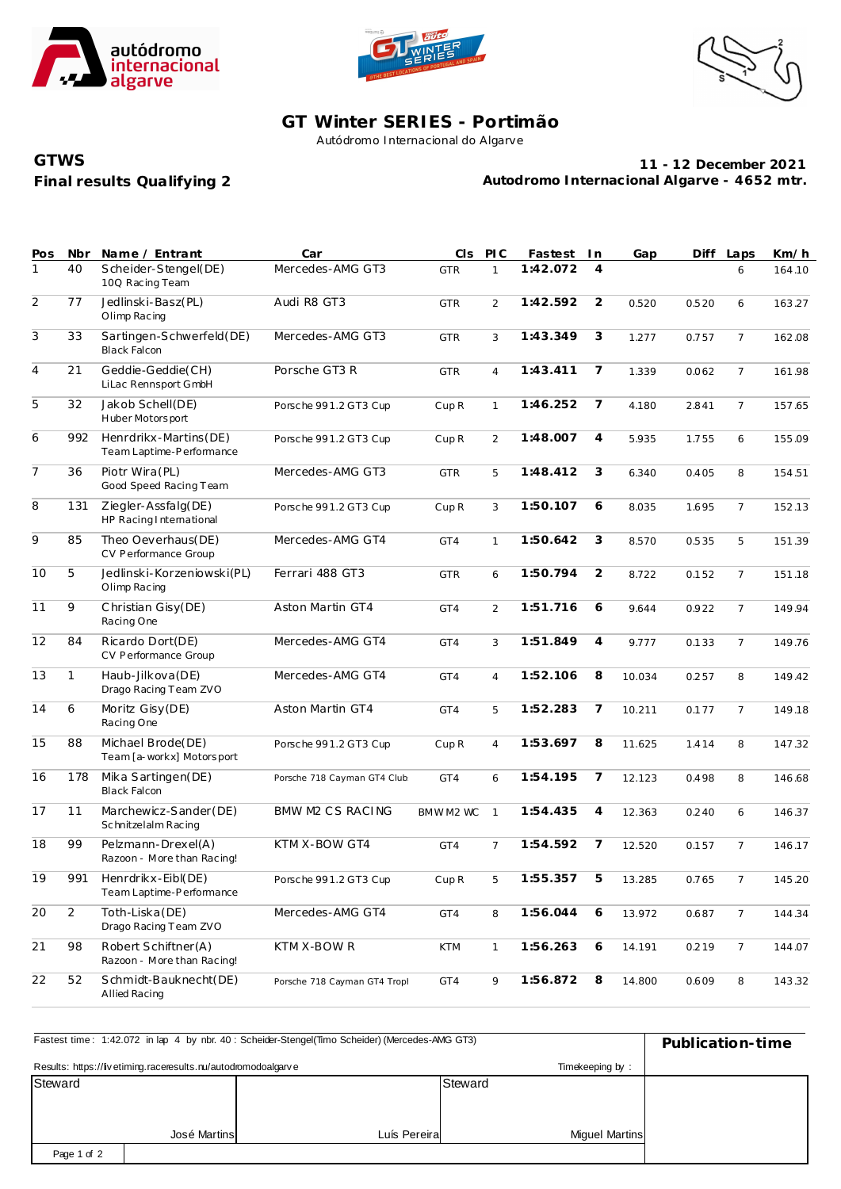# GT Winter SERIES - Portimão

Autódromo Internacional do Algarve

**GTWS**

**Final results Qualifying 2**

**11 - 12 December 2021**

**Autodromo Internacional Algarve - 4652 mtr.**

| Pos | Nbr | Name / Entrant | Car | Cls | PIC | Fastest | In | Gap | Diff | Laps | Km/h |
|---|---|---|---|---|---|---|---|---|---|---|---|
| 1 | 40 | Scheider-Stengel(DE)<br>10Q Racing Team | Mercedes-AMG GT3 | GTR | 1 | **1:42.072** | **4** | | | 6 | 164.10 |
| 2 | 77 | Jedlinski-Basz(PL)<br>Olimp Racing | Audi R8 GT3 | GTR | 2 | **1:42.592** | **2** | 0.520 | 0.520 | 6 | 163.27 |
| 3 | 33 | Sartingen-Schwerfeld(DE)<br>Black Falcon | Mercedes-AMG GT3 | GTR | 3 | **1:43.349** | **3** | 1.277 | 0.757 | 7 | 162.08 |
| 4 | 21 | Geddie-Geddie(CH)<br>LiLac Rennsport GmbH | Porsche GT3 R | GTR | 4 | **1:43.411** | **7** | 1.339 | 0.062 | 7 | 161.98 |
| 5 | 32 | Jakob Schell(DE)<br>Huber Motorsport | Porsche 991.2 GT3 Cup | Cup R | 1 | **1:46.252** | **7** | 4.180 | 2.841 | 7 | 157.65 |
| 6 | 992 | Henrdrikx-Martins(DE)<br>Team Laptime-Performance | Porsche 991.2 GT3 Cup | Cup R | 2 | **1:48.007** | **4** | 5.935 | 1.755 | 6 | 155.09 |
| 7 | 36 | Piotr Wira(PL)<br>Good Speed Racing Team | Mercedes-AMG GT3 | GTR | 5 | **1:48.412** | **3** | 6.340 | 0.405 | 8 | 154.51 |
| 8 | 131 | Ziegler-Assfalg(DE)<br>HP Racing International | Porsche 991.2 GT3 Cup | Cup R | 3 | **1:50.107** | **6** | 8.035 | 1.695 | 7 | 152.13 |
| 9 | 85 | Theo Oeverhaus(DE)<br>CV Performance Group | Mercedes-AMG GT4 | GT4 | 1 | **1:50.642** | **3** | 8.570 | 0.535 | 5 | 151.39 |
| 10 | 5 | Jedlinski-Korzeniowski(PL)<br>Olimp Racing | Ferrari 488 GT3 | GTR | 6 | **1:50.794** | **2** | 8.722 | 0.152 | 7 | 151.18 |
| 11 | 9 | Christian Gisy(DE)<br>Racing One | Aston Martin GT4 | GT4 | 2 | **1:51.716** | **6** | 9.644 | 0.922 | 7 | 149.94 |
| 12 | 84 | Ricardo Dort(DE)<br>CV Performance Group | Mercedes-AMG GT4 | GT4 | 3 | **1:51.849** | **4** | 9.777 | 0.133 | 7 | 149.76 |
| 13 | 1 | Haub-Jilkova(DE)<br>Drago Racing Team ZVO | Mercedes-AMG GT4 | GT4 | 4 | **1:52.106** | **8** | 10.034 | 0.257 | 8 | 149.42 |
| 14 | 6 | Moritz Gisy(DE)<br>Racing One | Aston Martin GT4 | GT4 | 5 | **1:52.283** | **7** | 10.211 | 0.177 | 7 | 149.18 |
| 15 | 88 | Michael Brode(DE)<br>Team [a-workx] Motorsport | Porsche 991.2 GT3 Cup | Cup R | 4 | **1:53.697** | **8** | 11.625 | 1.414 | 8 | 147.32 |
| 16 | 178 | Mika Sartingen(DE)<br>Black Falcon | Porsche 718 Cayman GT4 Club | GT4 | 6 | **1:54.195** | **7** | 12.123 | 0.498 | 8 | 146.68 |
| 17 | 11 | Marchewicz-Sander(DE)<br>Schnitzelalm Racing | BMW M2 CS RACING | BMW M2 WC | 1 | **1:54.435** | **4** | 12.363 | 0.240 | 6 | 146.37 |
| 18 | 99 | Pelzmann-Drexel(A)<br>Razoon - More than Racing! | KTM X-BOW GT4 | GT4 | 7 | **1:54.592** | **7** | 12.520 | 0.157 | 7 | 146.17 |
| 19 | 991 | Henrdrikx-Eibl(DE)<br>Team Laptime-Performance | Porsche 991.2 GT3 Cup | Cup R | 5 | **1:55.357** | **5** | 13.285 | 0.765 | 7 | 145.20 |
| 20 | 2 | Toth-Liska(DE)<br>Drago Racing Team ZVO | Mercedes-AMG GT4 | GT4 | 8 | **1:56.044** | **6** | 13.972 | 0.687 | 7 | 144.34 |
| 21 | 98 | Robert Schiftner(A)<br>Razoon - More than Racing! | KTM X-BOW R | KTM | 1 | **1:56.263** | **6** | 14.191 | 0.219 | 7 | 144.07 |
| 22 | 52 | Schmidt-Bauknecht(DE)<br>Allied Racing | Porsche 718 Cayman GT4 Tropl | GT4 | 9 | **1:56.872** | **8** | 14.800 | 0.609 | 8 | 143.32 |

Fastest time : 1:42.072 in lap 4 by nbr. 40 : Scheider-Stengel(Timo Scheider) (Mercedes-AMG GT3)

**Publication-time**

Results: https://livetiming.raceresults.nu/autodromodoalgarve

Timekeeping by :

| Steward | | Steward |
|---|---|---|
| José Martins | Luís Pereira | Miguel Martins |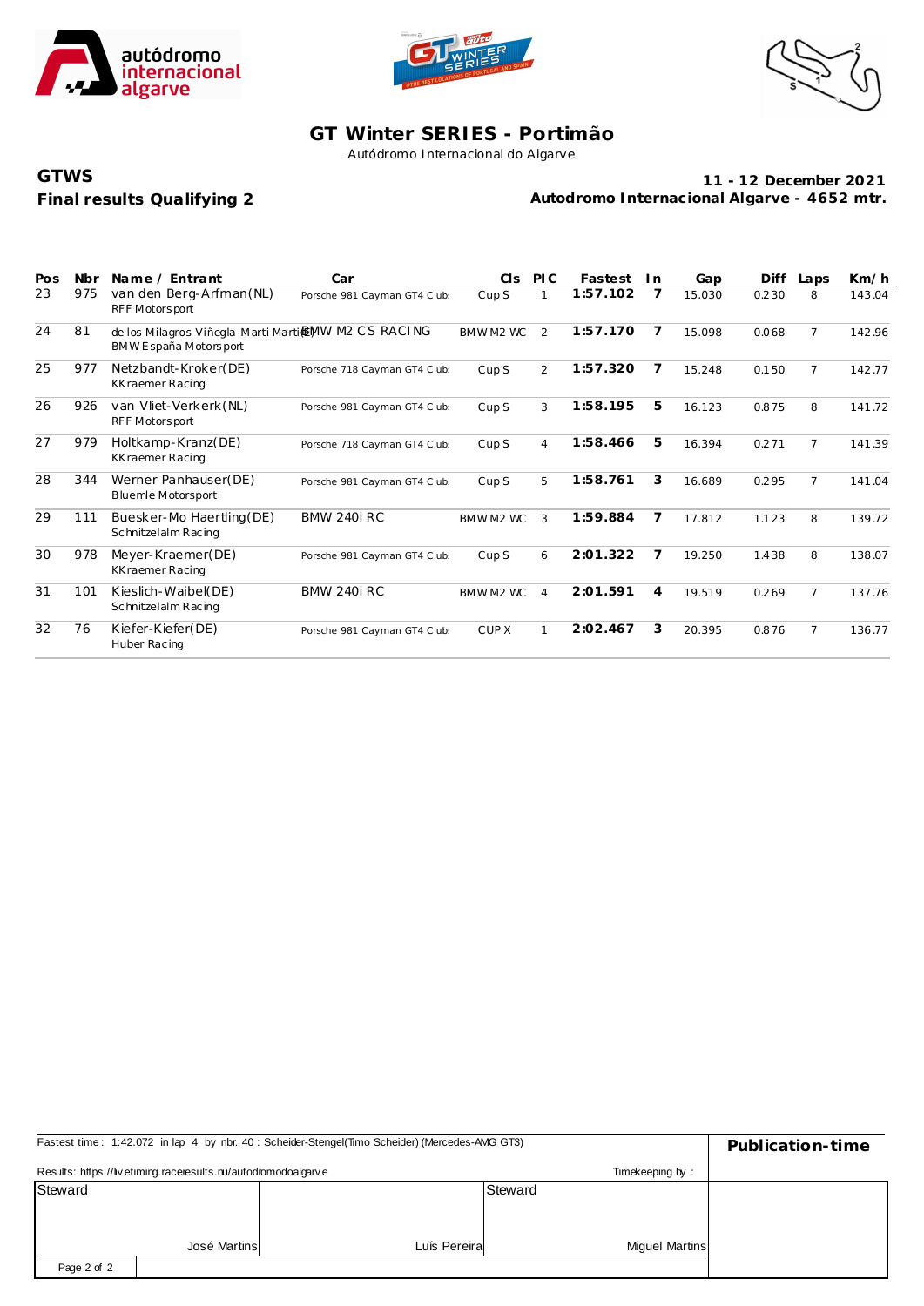# GT Winter SERIES - Portimão

Autódromo Internacional do Algarve

## GTWS

## Final results Qualifying 2

**11 - 12 December 2021**
**Autodromo Internacional Algarve - 4652 mtr.**

| Pos | Nbr | Name / Entrant | Car | Cls | PIC | Fastest | In | Gap | Diff | Laps | Km/h |
|---|---|---|---|---|---|---|---|---|---|---|---|
| 23 | 975 | van den Berg-Arfman(NL)<br>RFF Motorsport | Porsche 981 Cayman GT4 Club | Cup S | 1 | **1:57.102** | **7** | 15.030 | 0.230 | 8 | 143.04 |
| 24 | 81 | de los Milagros Viñegla-Marti Marti(E)<br>BMW España Motorsport | BMW M2 CS RACING | BMW M2 WC | 2 | **1:57.170** | **7** | 15.098 | 0.068 | 7 | 142.96 |
| 25 | 977 | Netzbandt-Kroker(DE)<br>KKraemer Racing | Porsche 718 Cayman GT4 Club | Cup S | 2 | **1:57.320** | **7** | 15.248 | 0.150 | 7 | 142.77 |
| 26 | 926 | van Vliet-Verkerk(NL)<br>RFF Motorsport | Porsche 981 Cayman GT4 Club | Cup S | 3 | **1:58.195** | **5** | 16.123 | 0.875 | 8 | 141.72 |
| 27 | 979 | Holtkamp-Kranz(DE)<br>KKraemer Racing | Porsche 718 Cayman GT4 Club | Cup S | 4 | **1:58.466** | **5** | 16.394 | 0.271 | 7 | 141.39 |
| 28 | 344 | Werner Panhauser(DE)<br>Bluemle Motorsport | Porsche 981 Cayman GT4 Club | Cup S | 5 | **1:58.761** | **3** | 16.689 | 0.295 | 7 | 141.04 |
| 29 | 111 | Buesker-Mo Haertling(DE)<br>Schnitzelalm Racing | BMW 240i RC | BMW M2 WC | 3 | **1:59.884** | **7** | 17.812 | 1.123 | 8 | 139.72 |
| 30 | 978 | Meyer-Kraemer(DE)<br>KKraemer Racing | Porsche 981 Cayman GT4 Club | Cup S | 6 | **2:01.322** | **7** | 19.250 | 1.438 | 8 | 138.07 |
| 31 | 101 | Kieslich-Waibel(DE)<br>Schnitzelalm Racing | BMW 240i RC | BMW M2 WC | 4 | **2:01.591** | **4** | 19.519 | 0.269 | 7 | 137.76 |
| 32 | 76 | Kiefer-Kiefer(DE)<br>Huber Racing | Porsche 981 Cayman GT4 Club | CUP X | 1 | **2:02.467** | **3** | 20.395 | 0.876 | 7 | 136.77 |

Fastest time : 1:42.072 in lap 4 by nbr. 40 : Scheider-Stengel(Timo Scheider) (Mercedes-AMG GT3)

Results: https://livetiming.raceresults.nu/autodromodoalgarve

Timekeeping by :

**Publication-time**

| Steward | | Steward |
|---|---|---|
| José Martins | Luís Pereira | Miguel Martins |